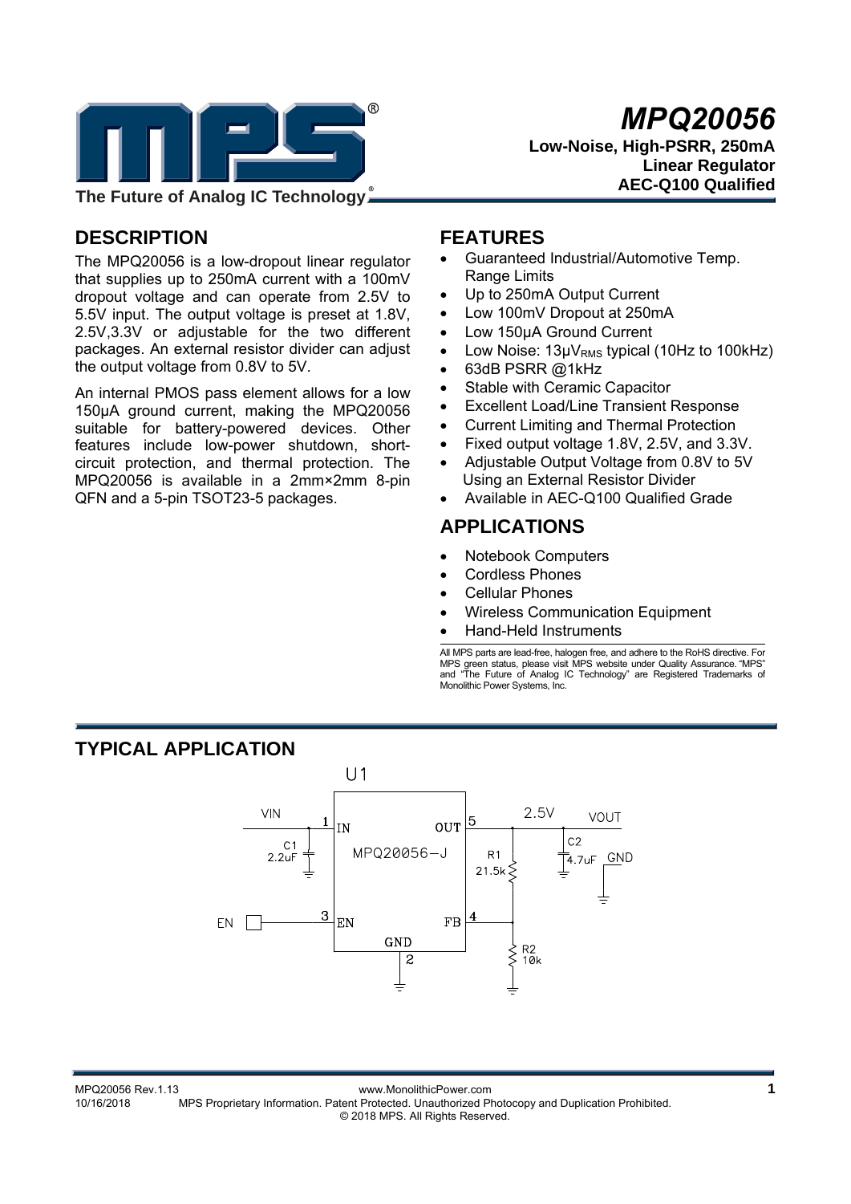# MPQ20056

**Low-Noise, High-PSRR, 250mA Linear Regulator AEC-Q100 Qualified**

The Future of Analog IC Technology

## DESCRIPTION

The MPQ20056 is a low-dropout linear regulator that supplies up to 250mA current with a 100mV dropout voltage and can operate from 2.5V to 5.5V input. The output voltage is preset at 1.8V, 2.5V,3.3V or adjustable for the two different packages. An external resistor divider can adjust the output voltage from 0.8V to 5V.

An internal PMOS pass element allows for a low 150µA ground current, making the MPQ20056 suitable for battery-powered devices. Other features include low-power shutdown, short-circuit protection, and thermal protection. The MPQ20056 is available in a 2mm×2mm 8-pin QFN and a 5-pin TSOT23-5 packages.

## FEATURES

- Guaranteed Industrial/Automotive Temp. Range Limits
- Up to 250mA Output Current
- Low 100mV Dropout at 250mA
- Low 150µA Ground Current
- Low Noise: 13µ$V_{RMS}$ typical (10Hz to 100kHz)
- 63dB PSRR @1kHz
- Stable with Ceramic Capacitor
- Excellent Load/Line Transient Response
- Current Limiting and Thermal Protection
- Fixed output voltage 1.8V, 2.5V, and 3.3V.
- Adjustable Output Voltage from 0.8V to 5V Using an External Resistor Divider
- Available in AEC-Q100 Qualified Grade

## APPLICATIONS

- Notebook Computers
- Cordless Phones
- Cellular Phones
- Wireless Communication Equipment
- Hand-Held Instruments

All MPS parts are lead-free, halogen free, and adhere to the RoHS directive. For MPS green status, please visit MPS website under Quality Assurance. "MPS" and "The Future of Analog IC Technology" are Registered Trademarks of Monolithic Power Systems, Inc.

## TYPICAL APPLICATION

U1

VIN, 1 IN, C1 2.2uF, MPQ20056−J, OUT 5, 2.5V, VOUT, C2 4.7uF, GND, R1 21.5k, EN, 3 EN, FB 4, GND 2, R2 10k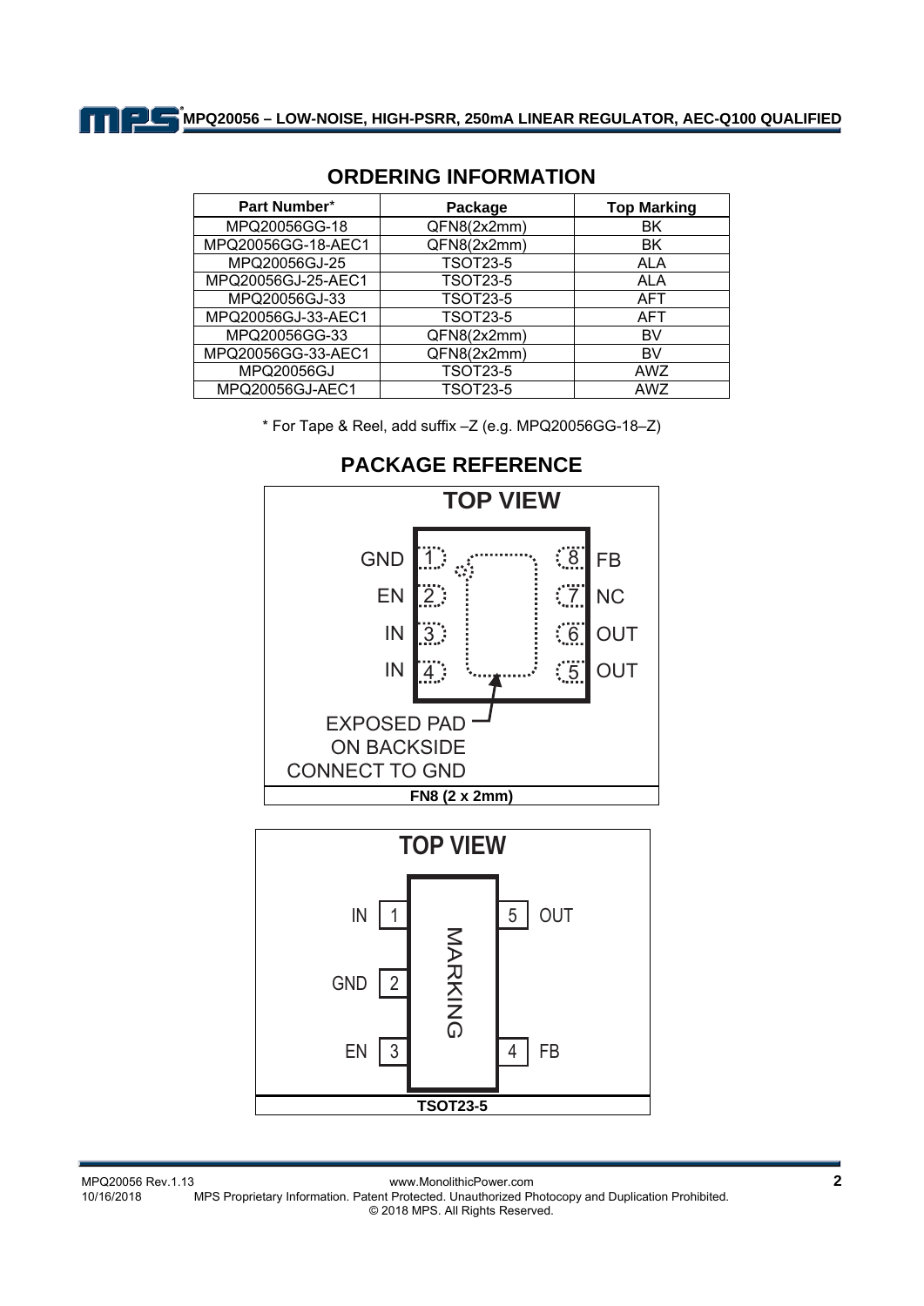## ORDERING INFORMATION

| Part Number* | Package | Top Marking |
|---|---|---|
| MPQ20056GG-18 | QFN8(2x2mm) | BK |
| MPQ20056GG-18-AEC1 | QFN8(2x2mm) | BK |
| MPQ20056GJ-25 | TSOT23-5 | ALA |
| MPQ20056GJ-25-AEC1 | TSOT23-5 | ALA |
| MPQ20056GJ-33 | TSOT23-5 | AFT |
| MPQ20056GJ-33-AEC1 | TSOT23-5 | AFT |
| MPQ20056GG-33 | QFN8(2x2mm) | BV |
| MPQ20056GG-33-AEC1 | QFN8(2x2mm) | BV |
| MPQ20056GJ | TSOT23-5 | AWZ |
| MPQ20056GJ-AEC1 | TSOT23-5 | AWZ |

* For Tape & Reel, add suffix –Z (e.g. MPQ20056GG-18–Z)

## PACKAGE REFERENCE

TOP VIEW

GND 1, EN 2, IN 3, IN 4, OUT 5, OUT 6, NC 7, FB 8

EXPOSED PAD ON BACKSIDE CONNECT TO GND

**FN8 (2 x 2mm)**

TOP VIEW

IN 1, GND 2, EN 3, FB 4, OUT 5

MARKING

**TSOT23-5**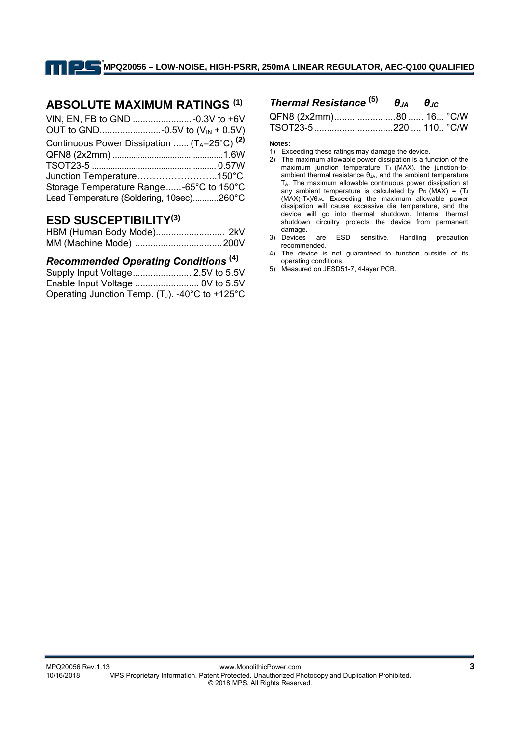## ABSOLUTE MAXIMUM RATINGS (1)

VIN, EN, FB to GND .......................-0.3V to +6V
OUT to GND........................-0.5V to ($V_{IN}$ + 0.5V)
Continuous Power Dissipation ...... ($T_A$=25°C) (2)
QFN8 (2x2mm) ................................................1.6W
TSOT23-5 ..................................................... 0.57W
Junction Temperature……………………..150°C
Storage Temperature Range......-65°C to 150°C
Lead Temperature (Soldering, 10sec)...........260°C

## ESD SUSCEPTIBILITY(3)

HBM (Human Body Mode)........................... 2kV
MM (Machine Mode) ..................................200V

### *Recommended Operating Conditions (4)*

Supply Input Voltage....................... 2.5V to 5.5V
Enable Input Voltage ......................... 0V to 5.5V
Operating Junction Temp. ($T_J$). -40°C to +125°C

### *Thermal Resistance (5)*

| | $\theta_{JA}$ | $\theta_{JC}$ | |
|---|---|---|---|
| QFN8 (2x2mm) | 80 | 16 | °C/W |
| TSOT23-5 | 220 | 110 | °C/W |

**Notes:**

1) Exceeding these ratings may damage the device.
2) The maximum allowable power dissipation is a function of the maximum junction temperature $T_J$ (MAX), the junction-to-ambient thermal resistance $\theta_{JA}$, and the ambient temperature $T_A$. The maximum allowable continuous power dissipation at any ambient temperature is calculated by $P_D$ (MAX) = ($T_J$ (MAX)-$T_A$)/$\theta_{JA}$. Exceeding the maximum allowable power dissipation will cause excessive die temperature, and the device will go into thermal shutdown. Internal thermal shutdown circuitry protects the device from permanent damage.
3) Devices are ESD sensitive. Handling precaution recommended.
4) The device is not guaranteed to function outside of its operating conditions.
5) Measured on JESD51-7, 4-layer PCB.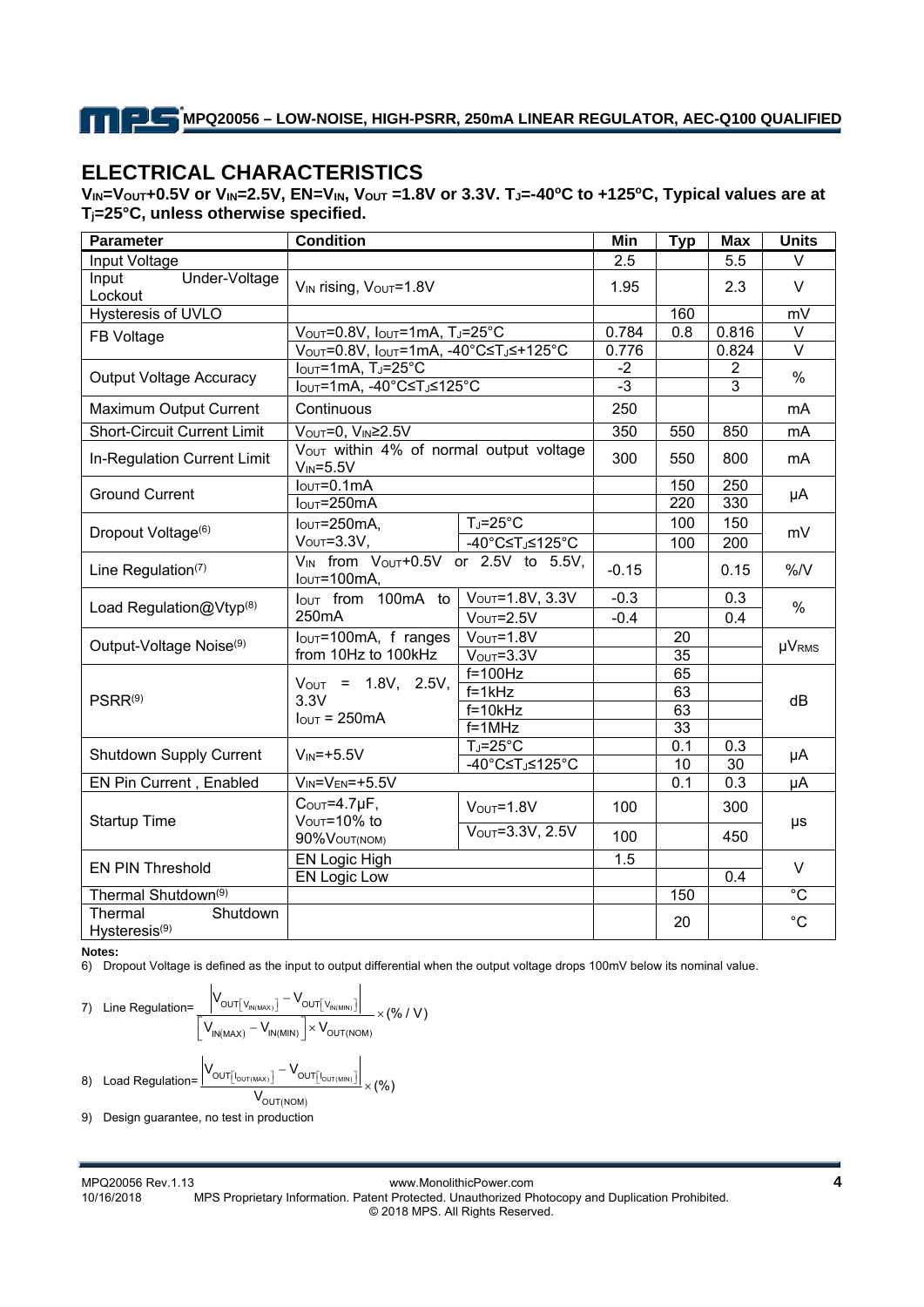## ELECTRICAL CHARACTERISTICS

**$V_{IN}$=$V_{OUT}$+0.5V or $V_{IN}$=2.5V, EN=$V_{IN}$, $V_{OUT}$ =1.8V or 3.3V. $T_J$=-40ºC to +125ºC, Typical values are at $T_j$=25°C, unless otherwise specified.**

| Parameter | Condition | | Min | Typ | Max | Units |
|---|---|---|---|---|---|---|
| Input Voltage | | | 2.5 | | 5.5 | V |
| Input Under-Voltage Lockout | $V_{IN}$ rising, $V_{OUT}$=1.8V | | 1.95 | | 2.3 | V |
| Hysteresis of UVLO | | | | 160 | | mV |
| FB Voltage | $V_{OUT}$=0.8V, $I_{OUT}$=1mA, $T_J$=25°C | | 0.784 | 0.8 | 0.816 | V |
| | $V_{OUT}$=0.8V, $I_{OUT}$=1mA, -40°C≤$T_J$≤+125°C | | 0.776 | | 0.824 | V |
| Output Voltage Accuracy | $I_{OUT}$=1mA, $T_J$=25°C | | -2 | | 2 | % |
| | $I_{OUT}$=1mA, -40°C≤$T_J$≤125°C | | -3 | | 3 | |
| Maximum Output Current | Continuous | | 250 | | | mA |
| Short-Circuit Current Limit | $V_{OUT}$=0, $V_{IN}$≥2.5V | | 350 | 550 | 850 | mA |
| In-Regulation Current Limit | $V_{OUT}$ within 4% of normal output voltage $V_{IN}$=5.5V | | 300 | 550 | 800 | mA |
| Ground Current | $I_{OUT}$=0.1mA | | | 150 | 250 | µA |
| | $I_{OUT}$=250mA | | | 220 | 330 | |
| Dropout Voltage[6] | $I_{OUT}$=250mA, $V_{OUT}$=3.3V, | $T_J$=25°C | | 100 | 150 | mV |
| | | -40°C≤$T_J$≤125°C | | 100 | 200 | |
| Line Regulation[7] | $V_{IN}$ from $V_{OUT}$+0.5V or 2.5V to 5.5V, $I_{OUT}$=100mA, | | -0.15 | | 0.15 | %/V |
| Load Regulation@Vtyp[8] | $I_{OUT}$ from 100mA to 250mA | $V_{OUT}$=1.8V, 3.3V | -0.3 | | 0.3 | % |
| | | $V_{OUT}$=2.5V | -0.4 | | 0.4 | |
| Output-Voltage Noise[9] | $I_{OUT}$=100mA, f ranges from 10Hz to 100kHz | $V_{OUT}$=1.8V | | 20 | | µ$V_{RMS}$ |
| | | $V_{OUT}$=3.3V | | 35 | | |
| PSRR[9] | $V_{OUT}$ = 1.8V, 2.5V, 3.3V $I_{OUT}$ = 250mA | f=100Hz | | 65 | | dB |
| | | f=1kHz | | 63 | | |
| | | f=10kHz | | 63 | | |
| | | f=1MHz | | 33 | | |
| Shutdown Supply Current | $V_{IN}$=+5.5V | $T_J$=25°C | | 0.1 | 0.3 | µA |
| | | -40°C≤$T_J$≤125°C | | 10 | 30 | |
| EN Pin Current , Enabled | $V_{IN}$=$V_{EN}$=+5.5V | | | 0.1 | 0.3 | µA |
| Startup Time | $C_{OUT}$=4.7µF, $V_{OUT}$=10% to 90%$V_{OUT(NOM)}$ | $V_{OUT}$=1.8V | 100 | | 300 | µs |
| | | $V_{OUT}$=3.3V, 2.5V | 100 | | 450 | |
| EN PIN Threshold | EN Logic High | | 1.5 | | | V |
| | EN Logic Low | | | | 0.4 | |
| Thermal Shutdown[9] | | | | 150 | | °C |
| Thermal Shutdown Hysteresis[9] | | | | 20 | | °C |

**Notes:**

6) Dropout Voltage is defined as the input to output differential when the output voltage drops 100mV below its nominal value.

7) Line Regulation= $\dfrac{\left|V_{OUT[V_{IN(MAX)}]} - V_{OUT[V_{IN(MIN)}]}\right|}{\left[V_{IN(MAX)} - V_{IN(MIN)}\right] \times V_{OUT(NOM)}} \times (\%/V)$

8) Load Regulation= $\dfrac{\left|V_{OUT[I_{OUT(MAX)}]} - V_{OUT[I_{OUT(MIN)}]}\right|}{V_{OUT(NOM)}} \times (\%)$

9) Design guarantee, no test in production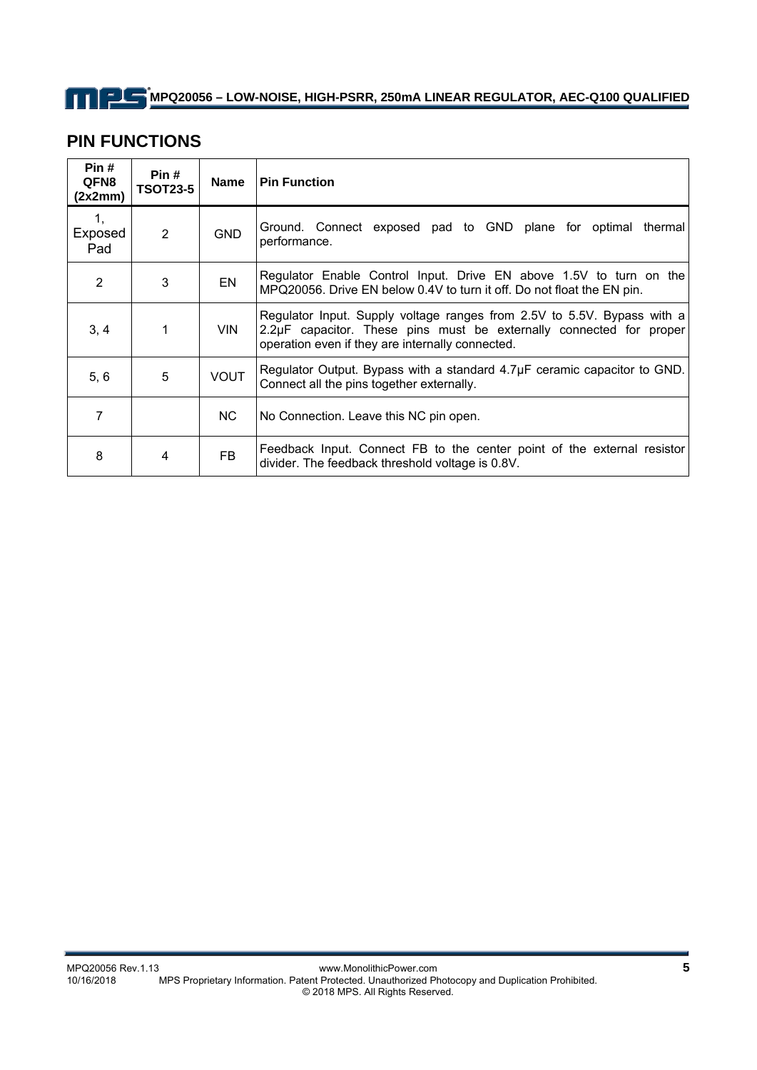## PIN FUNCTIONS

| Pin # QFN8 (2x2mm) | Pin # TSOT23-5 | Name | Pin Function |
|---|---|---|---|
| 1, Exposed Pad | 2 | GND | Ground. Connect exposed pad to GND plane for optimal thermal performance. |
| 2 | 3 | EN | Regulator Enable Control Input. Drive EN above 1.5V to turn on the MPQ20056. Drive EN below 0.4V to turn it off. Do not float the EN pin. |
| 3, 4 | 1 | VIN | Regulator Input. Supply voltage ranges from 2.5V to 5.5V. Bypass with a 2.2µF capacitor. These pins must be externally connected for proper operation even if they are internally connected. |
| 5, 6 | 5 | VOUT | Regulator Output. Bypass with a standard 4.7µF ceramic capacitor to GND. Connect all the pins together externally. |
| 7 | | NC | No Connection. Leave this NC pin open. |
| 8 | 4 | FB | Feedback Input. Connect FB to the center point of the external resistor divider. The feedback threshold voltage is 0.8V. |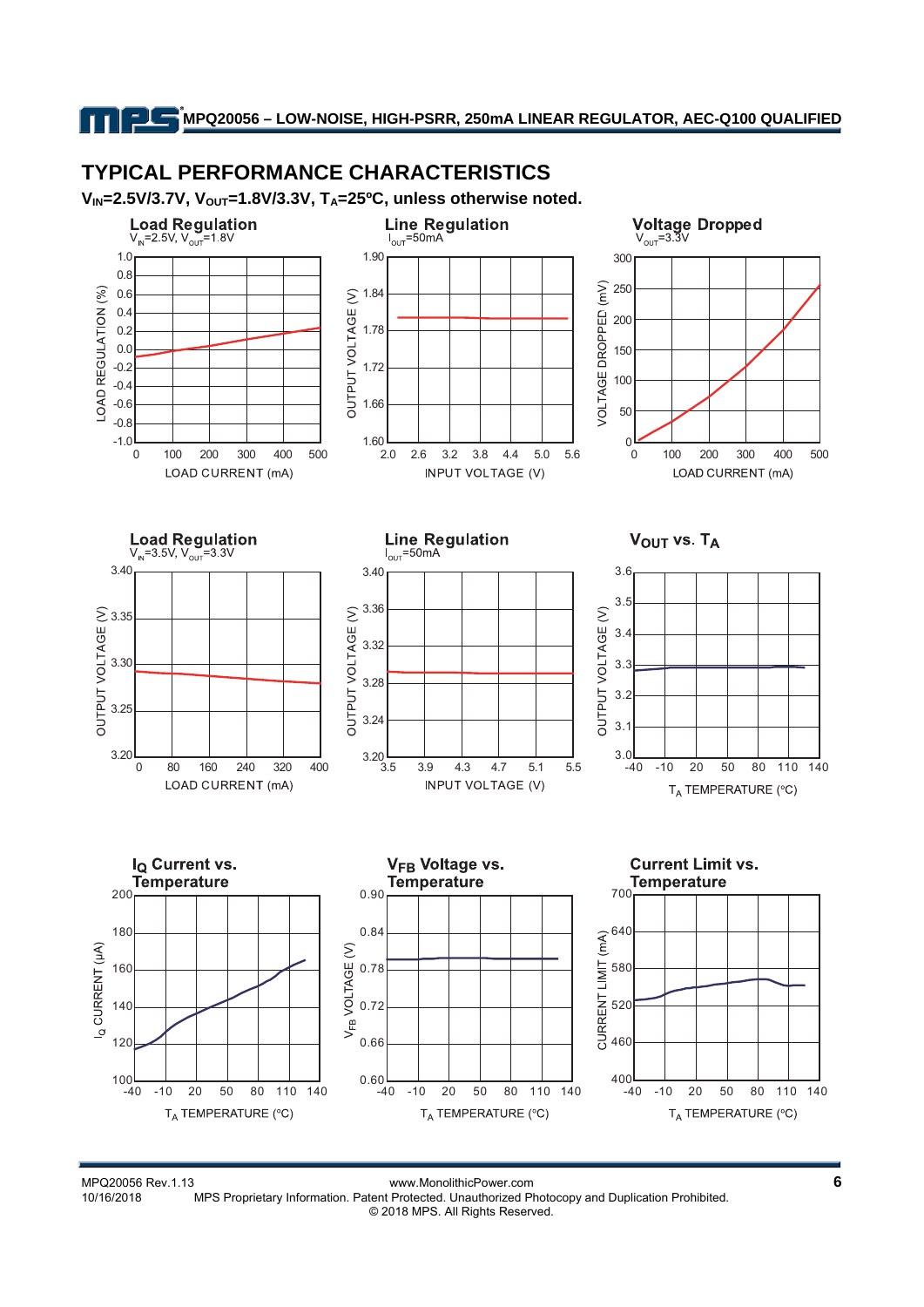## TYPICAL PERFORMANCE CHARACTERISTICS

**$V_{IN}$=2.5V/3.7V, $V_{OUT}$=1.8V/3.3V, $T_A$=25ºC, unless otherwise noted.**

**Load Regulation**
$V_{IN}$=2.5V, $V_{OUT}$=1.8V

**Line Regulation**
$I_{OUT}$=50mA

**Voltage Dropped**
$V_{OUT}$=3.3V

**Load Regulation**
$V_{IN}$=3.5V, $V_{OUT}$=3.3V

**Line Regulation**
$I_{OUT}$=50mA

**$V_{OUT}$ vs. $T_A$**

**$I_Q$ Current vs. Temperature**

**$V_{FB}$ Voltage vs. Temperature**

**Current Limit vs. Temperature**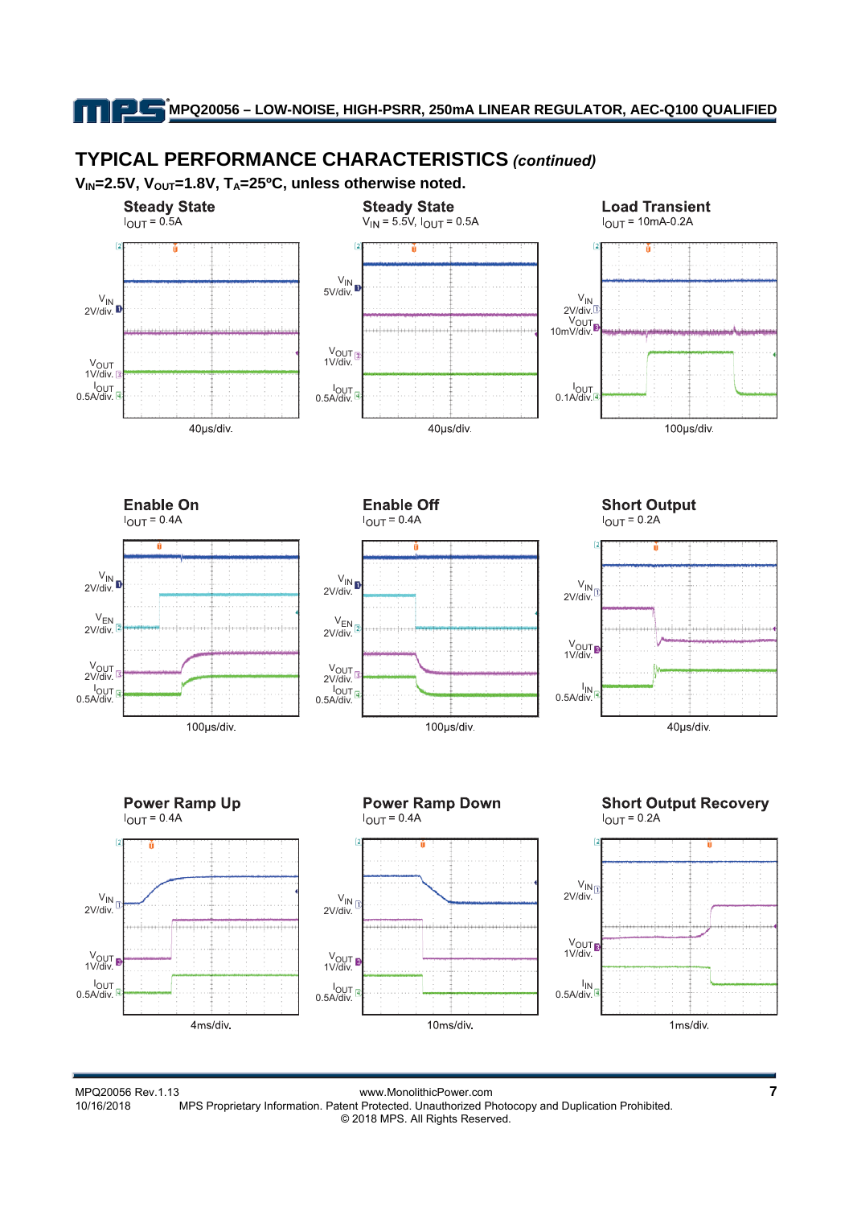## TYPICAL PERFORMANCE CHARACTERISTICS *(continued)*

**$V_{IN}$=2.5V, $V_{OUT}$=1.8V, $T_A$=25ºC, unless otherwise noted.**

**Steady State**

$I_{OUT}$ = 0.5A

$V_{IN}$ 2V/div.
$V_{OUT}$ 1V/div.
$I_{OUT}$ 0.5A/div.
40µs/div.

**Steady State**

$V_{IN}$ = 5.5V, $I_{OUT}$ = 0.5A

$V_{IN}$ 5V/div.
$V_{OUT}$ 1V/div.
$I_{OUT}$ 0.5A/div.
40µs/div.

**Load Transient**

$I_{OUT}$ = 10mA-0.2A

$V_{IN}$ 2V/div.
$V_{OUT}$ 10mV/div.
$I_{OUT}$ 0.1A/div.
100µs/div.

**Enable On**

$I_{OUT}$ = 0.4A

$V_{IN}$ 2V/div.
$V_{EN}$ 2V/div.
$V_{OUT}$ 2V/div.
$I_{OUT}$ 0.5A/div.
100µs/div.

**Enable Off**

$I_{OUT}$ = 0.4A

$V_{IN}$ 2V/div.
$V_{EN}$ 2V/div.
$V_{OUT}$ 2V/div.
$I_{OUT}$ 0.5A/div.
100µs/div.

**Short Output**

$I_{OUT}$ = 0.2A

$V_{IN}$ 2V/div.
$V_{OUT}$ 1V/div.
$I_{IN}$ 0.5A/div.
40µs/div.

**Power Ramp Up**

$I_{OUT}$ = 0.4A

$V_{IN}$ 2V/div.
$V_{OUT}$ 1V/div.
$I_{OUT}$ 0.5A/div.
4ms/div.

**Power Ramp Down**

$I_{OUT}$ = 0.4A

$V_{IN}$ 2V/div.
$V_{OUT}$ 1V/div.
$I_{OUT}$ 0.5A/div.
10ms/div.

**Short Output Recovery**

$I_{OUT}$ = 0.2A

$V_{IN}$ 2V/div.
$V_{OUT}$ 1V/div.
$I_{IN}$ 0.5A/div.
1ms/div.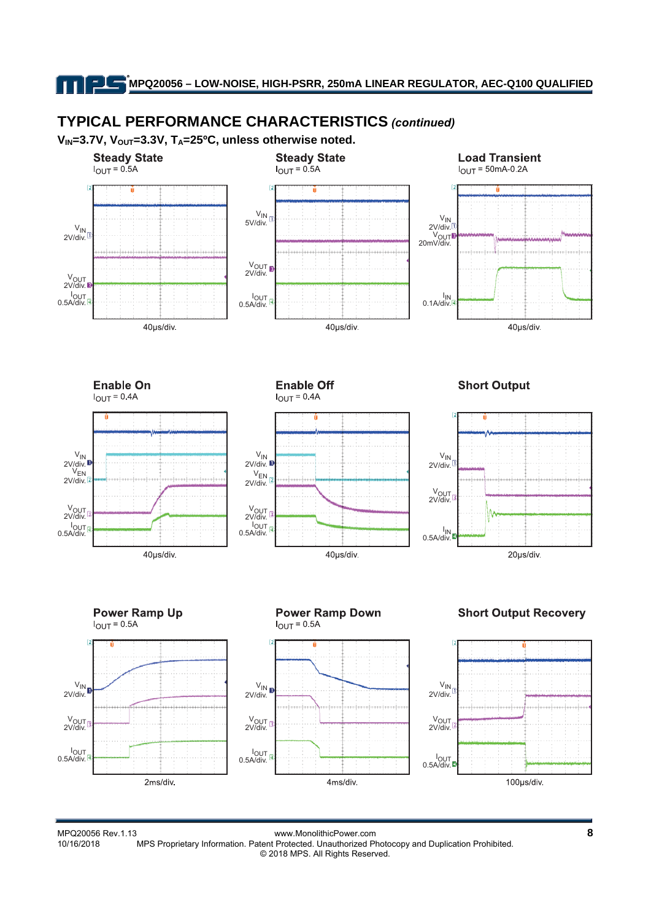## TYPICAL PERFORMANCE CHARACTERISTICS *(continued)*

**$V_{IN}$=3.7V, $V_{OUT}$=3.3V, $T_A$=25ºC, unless otherwise noted.**

**Steady State**
$I_{OUT}$ = 0.5A

$V_{IN}$ 2V/div.
$V_{OUT}$ 2V/div.
$I_{OUT}$ 0.5A/div.
40μs/div.

**Steady State**
$I_{OUT}$ = 0.5A

$V_{IN}$ 5V/div.
$V_{OUT}$ 2V/div.
$I_{OUT}$ 0.5A/div.
40μs/div.

**Load Transient**
$I_{OUT}$ = 50mA-0.2A

$V_{IN}$ 2V/div.
$V_{OUT}$ 20mV/div.
$I_{IN}$ 0.1A/div.
40μs/div.

**Enable On**
$I_{OUT}$ = 0.4A

$V_{IN}$ 2V/div.
$V_{EN}$ 2V/div.
$V_{OUT}$ 2V/div.
$I_{OUT}$ 0.5A/div.
40μs/div.

**Enable Off**
$I_{OUT}$ = 0.4A

$V_{IN}$ 2V/div.
$V_{EN}$ 2V/div.
$V_{OUT}$ 2V/div.
$I_{OUT}$ 0.5A/div.
40μs/div.

**Short Output**

$V_{IN}$ 2V/div.
$V_{OUT}$ 2V/div.
$I_{IN}$ 0.5A/div.
20μs/div.

**Power Ramp Up**
$I_{OUT}$ = 0.5A

$V_{IN}$ 2V/div.
$V_{OUT}$ 2V/div.
$I_{OUT}$ 0.5A/div.
2ms/div.

**Power Ramp Down**
$I_{OUT}$ = 0.5A

$V_{IN}$ 2V/div.
$V_{OUT}$ 2V/div.
$I_{OUT}$ 0.5A/div.
4ms/div.

**Short Output Recovery**

$V_{IN}$ 2V/div.
$V_{OUT}$ 2V/div.
$I_{OUT}$ 0.5A/div.
100μs/div.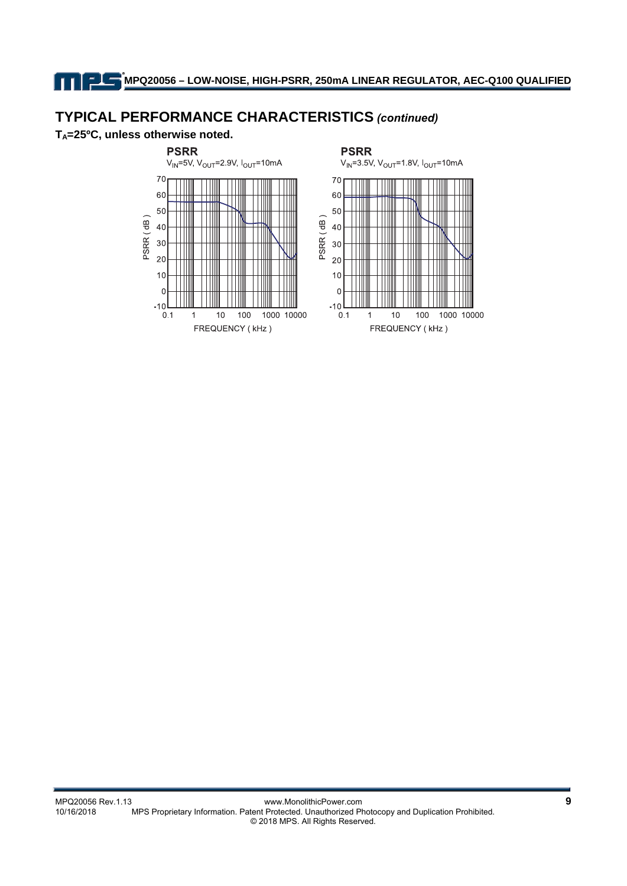## TYPICAL PERFORMANCE CHARACTERISTICS *(continued)*

**$T_A$=25ºC, unless otherwise noted.**

**PSRR**

$V_{IN}$=5V, $V_{OUT}$=2.9V, $I_{OUT}$=10mA

PSRR ( dB )

FREQUENCY ( kHz )

**PSRR**

$V_{IN}$=3.5V, $V_{OUT}$=1.8V, $I_{OUT}$=10mA

PSRR ( dB )

FREQUENCY ( kHz )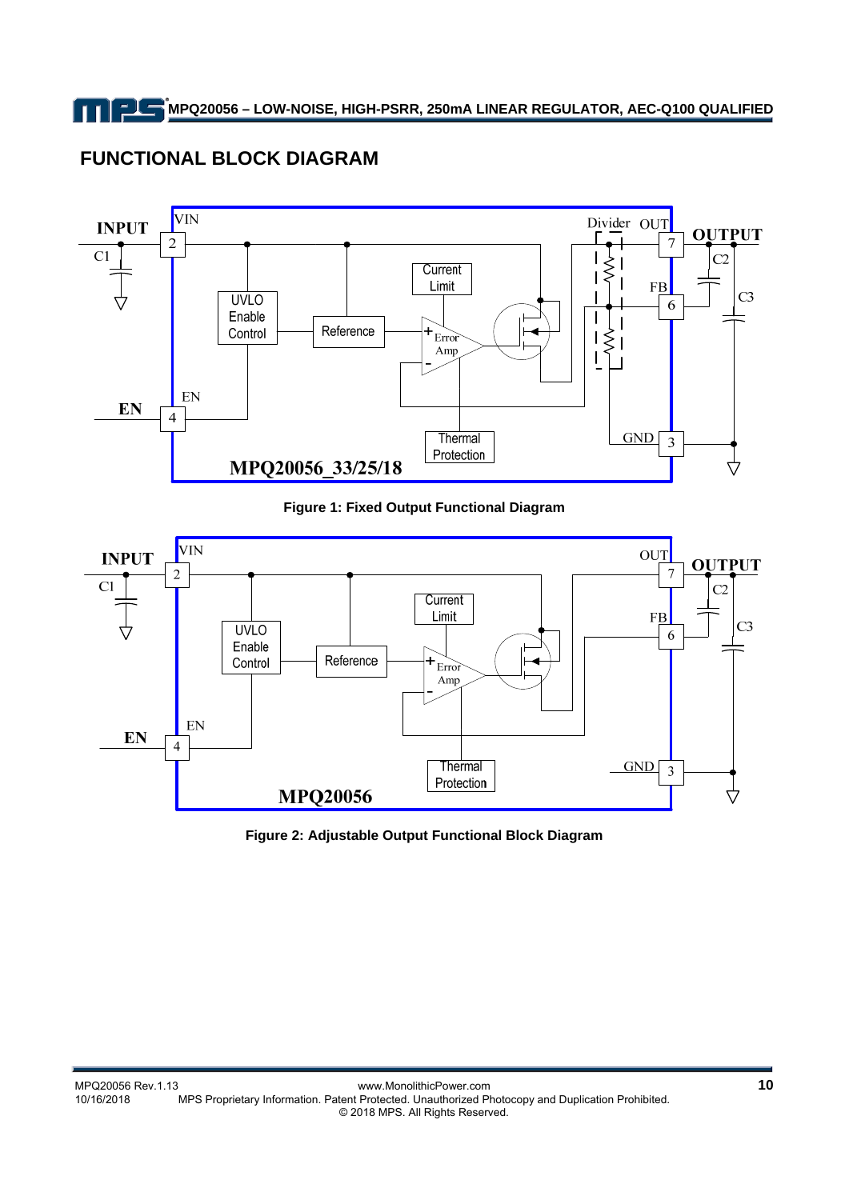## FUNCTIONAL BLOCK DIAGRAM

**Figure 1: Fixed Output Functional Diagram**

**Figure 2: Adjustable Output Functional Block Diagram**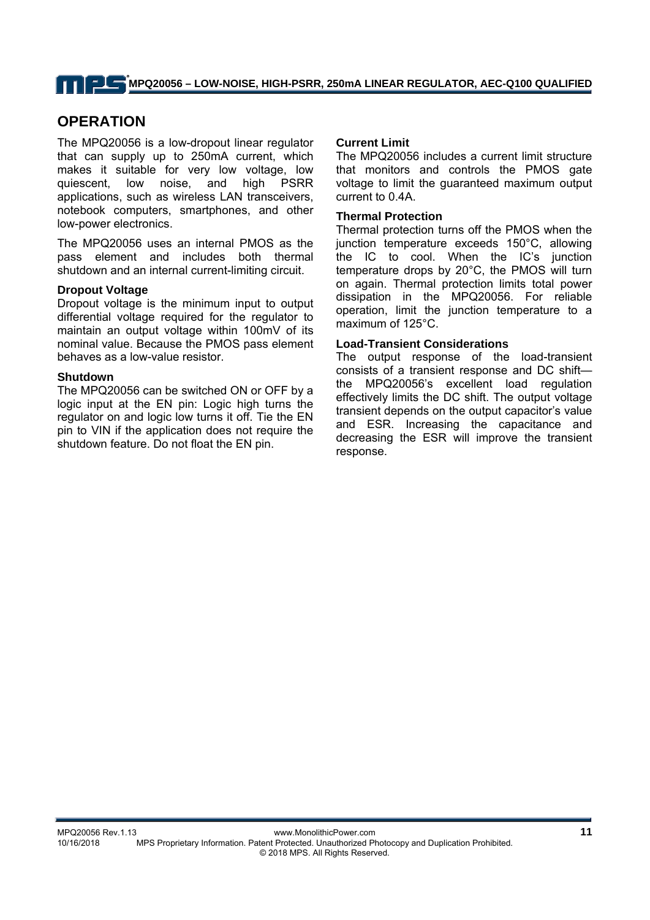## OPERATION

The MPQ20056 is a low-dropout linear regulator that can supply up to 250mA current, which makes it suitable for very low voltage, low quiescent, low noise, and high PSRR applications, such as wireless LAN transceivers, notebook computers, smartphones, and other low-power electronics.

The MPQ20056 uses an internal PMOS as the pass element and includes both thermal shutdown and an internal current-limiting circuit.

### Dropout Voltage

Dropout voltage is the minimum input to output differential voltage required for the regulator to maintain an output voltage within 100mV of its nominal value. Because the PMOS pass element behaves as a low-value resistor.

### Shutdown

The MPQ20056 can be switched ON or OFF by a logic input at the EN pin: Logic high turns the regulator on and logic low turns it off. Tie the EN pin to VIN if the application does not require the shutdown feature. Do not float the EN pin.

### Current Limit

The MPQ20056 includes a current limit structure that monitors and controls the PMOS gate voltage to limit the guaranteed maximum output current to 0.4A.

### Thermal Protection

Thermal protection turns off the PMOS when the junction temperature exceeds 150°C, allowing the IC to cool. When the IC's junction temperature drops by 20°C, the PMOS will turn on again. Thermal protection limits total power dissipation in the MPQ20056. For reliable operation, limit the junction temperature to a maximum of 125°C.

### Load-Transient Considerations

The output response of the load-transient consists of a transient response and DC shift—the MPQ20056's excellent load regulation effectively limits the DC shift. The output voltage transient depends on the output capacitor's value and ESR. Increasing the capacitance and decreasing the ESR will improve the transient response.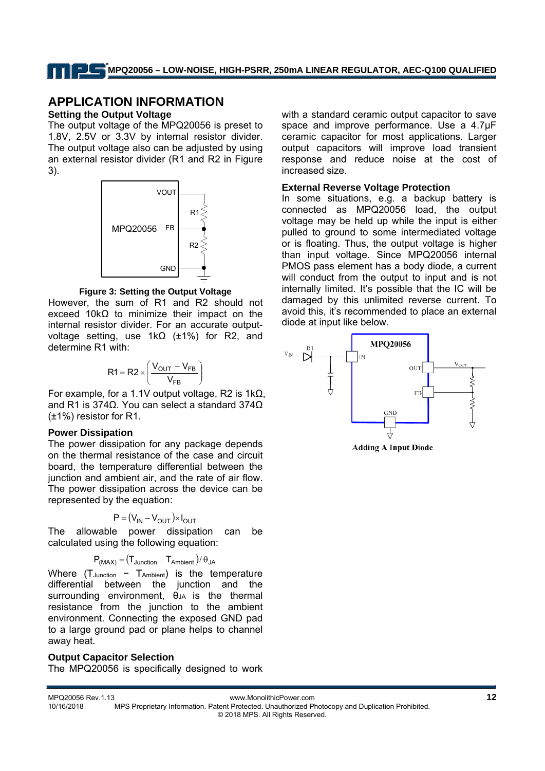## APPLICATION INFORMATION

### Setting the Output Voltage

The output voltage of the MPQ20056 is preset to 1.8V, 2.5V or 3.3V by internal resistor divider. The output voltage also can be adjusted by using an external resistor divider (R1 and R2 in Figure 3).

**Figure 3: Setting the Output Voltage**

However, the sum of R1 and R2 should not exceed 10kΩ to minimize their impact on the internal resistor divider. For an accurate output-voltage setting, use 1kΩ (±1%) for R2, and determine R1 with:

$$R1 = R2 \times \left( \frac{V_{OUT} - V_{FB}}{V_{FB}} \right)$$

For example, for a 1.1V output voltage, R2 is 1kΩ, and R1 is 374Ω. You can select a standard 374Ω (±1%) resistor for R1.

### Power Dissipation

The power dissipation for any package depends on the thermal resistance of the case and circuit board, the temperature differential between the junction and ambient air, and the rate of air flow. The power dissipation across the device can be represented by the equation:

$$P = (V_{IN} - V_{OUT}) \times I_{OUT}$$

The allowable power dissipation can be calculated using the following equation:

$$P_{(MAX)} = (T_{Junction} - T_{Ambient}) / \theta_{JA}$$

Where ($T_{Junction} - T_{Ambient}$) is the temperature differential between the junction and the surrounding environment, $\theta_{JA}$ is the thermal resistance from the junction to the ambient environment. Connecting the exposed GND pad to a large ground pad or plane helps to channel away heat.

### Output Capacitor Selection

The MPQ20056 is specifically designed to work with a standard ceramic output capacitor to save space and improve performance. Use a 4.7μF ceramic capacitor for most applications. Larger output capacitors will improve load transient response and reduce noise at the cost of increased size.

### External Reverse Voltage Protection

In some situations, e.g. a backup battery is connected as MPQ20056 load, the output voltage may be held up while the input is either pulled to ground to some intermediated voltage or is floating. Thus, the output voltage is higher than input voltage. Since MPQ20056 internal PMOS pass element has a body diode, a current will conduct from the output to input and is not internally limited. It's possible that the IC will be damaged by this unlimited reverse current. To avoid this, it's recommended to place an external diode at input like below.

**Adding A Input Diode**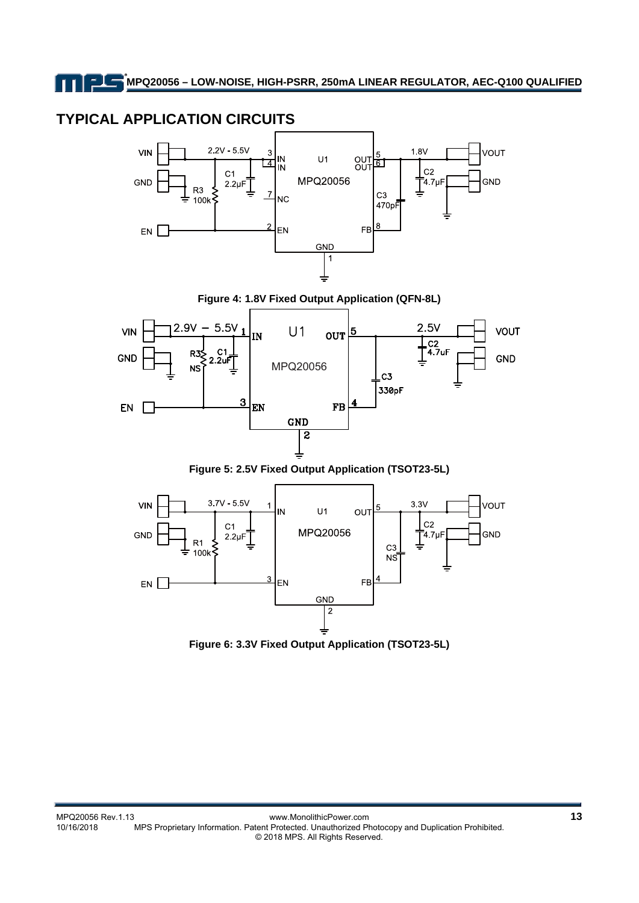## TYPICAL APPLICATION CIRCUITS

Figure 4: 1.8V Fixed Output Application (QFN-8L)

Figure 5: 2.5V Fixed Output Application (TSOT23-5L)

Figure 6: 3.3V Fixed Output Application (TSOT23-5L)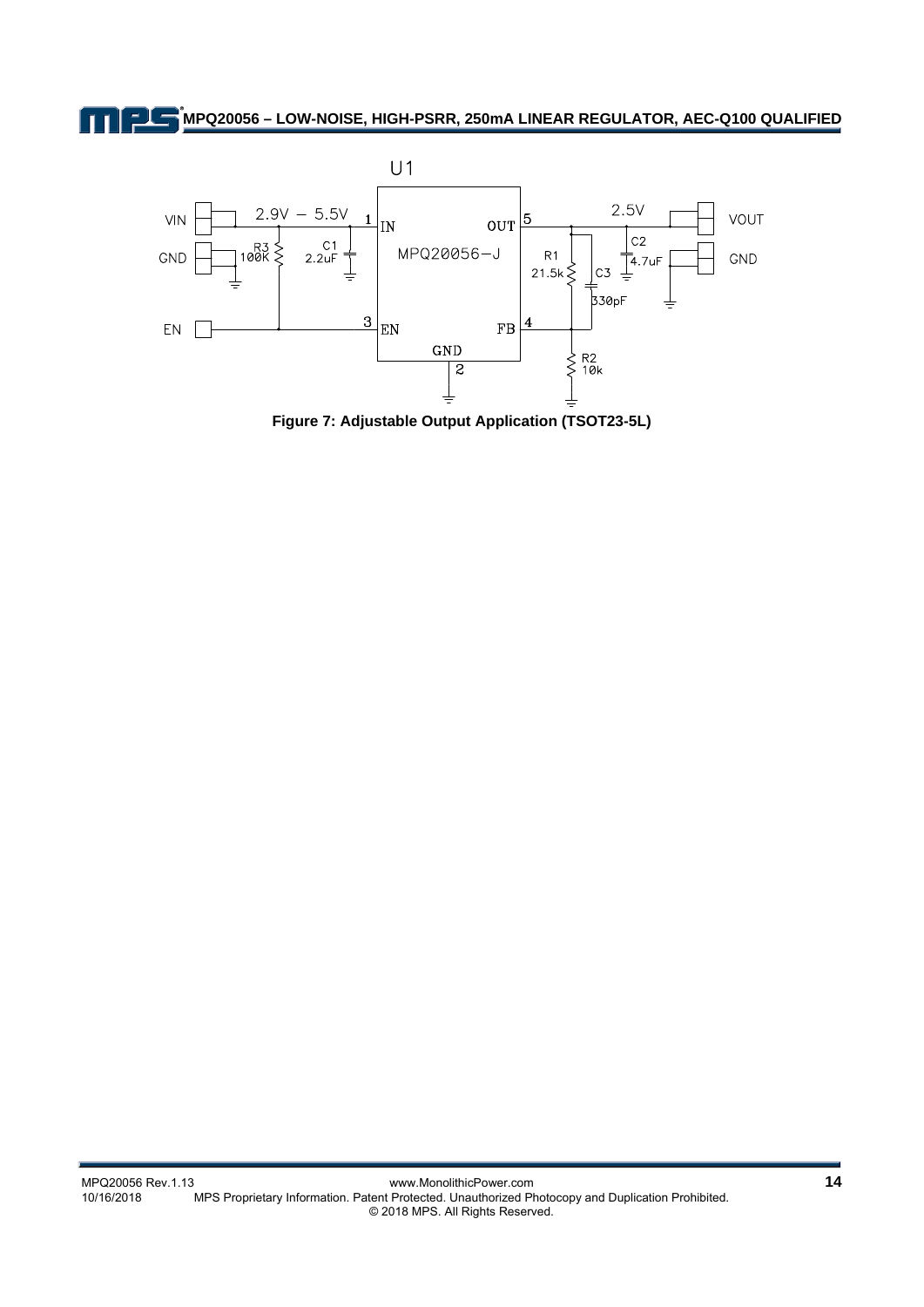Figure 7: Adjustable Output Application (TSOT23-5L)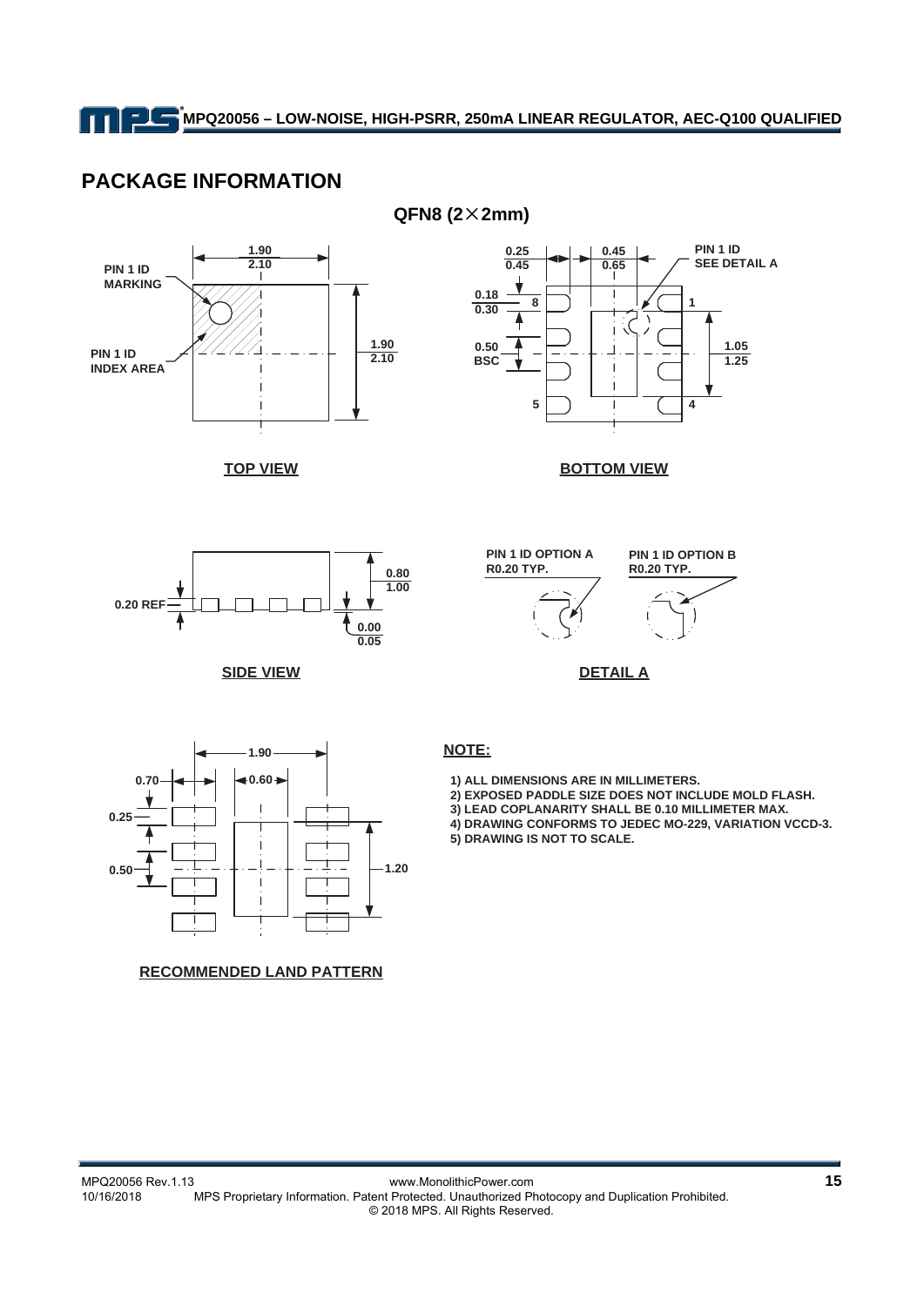## PACKAGE INFORMATION

**QFN8 (2×2mm)**

TOP VIEW

PIN 1 ID MARKING

PIN 1 ID INDEX AREA

1.90 / 2.10

1.90 / 2.10

BOTTOM VIEW

PIN 1 ID SEE DETAIL A

0.25 / 0.45

0.45 / 0.65

0.18 / 0.30

0.50 BSC

1.05 / 1.25

SIDE VIEW

0.20 REF

0.80 / 1.00

0.00 / 0.05

DETAIL A

PIN 1 ID OPTION A R0.20 TYP.

PIN 1 ID OPTION B R0.20 TYP.

RECOMMENDED LAND PATTERN

1.90

0.70

0.60

0.25

0.50

1.20

**NOTE:**

1) ALL DIMENSIONS ARE IN MILLIMETERS.
2) EXPOSED PADDLE SIZE DOES NOT INCLUDE MOLD FLASH.
3) LEAD COPLANARITY SHALL BE 0.10 MILLIMETER MAX.
4) DRAWING CONFORMS TO JEDEC MO-229, VARIATION VCCD-3.
5) DRAWING IS NOT TO SCALE.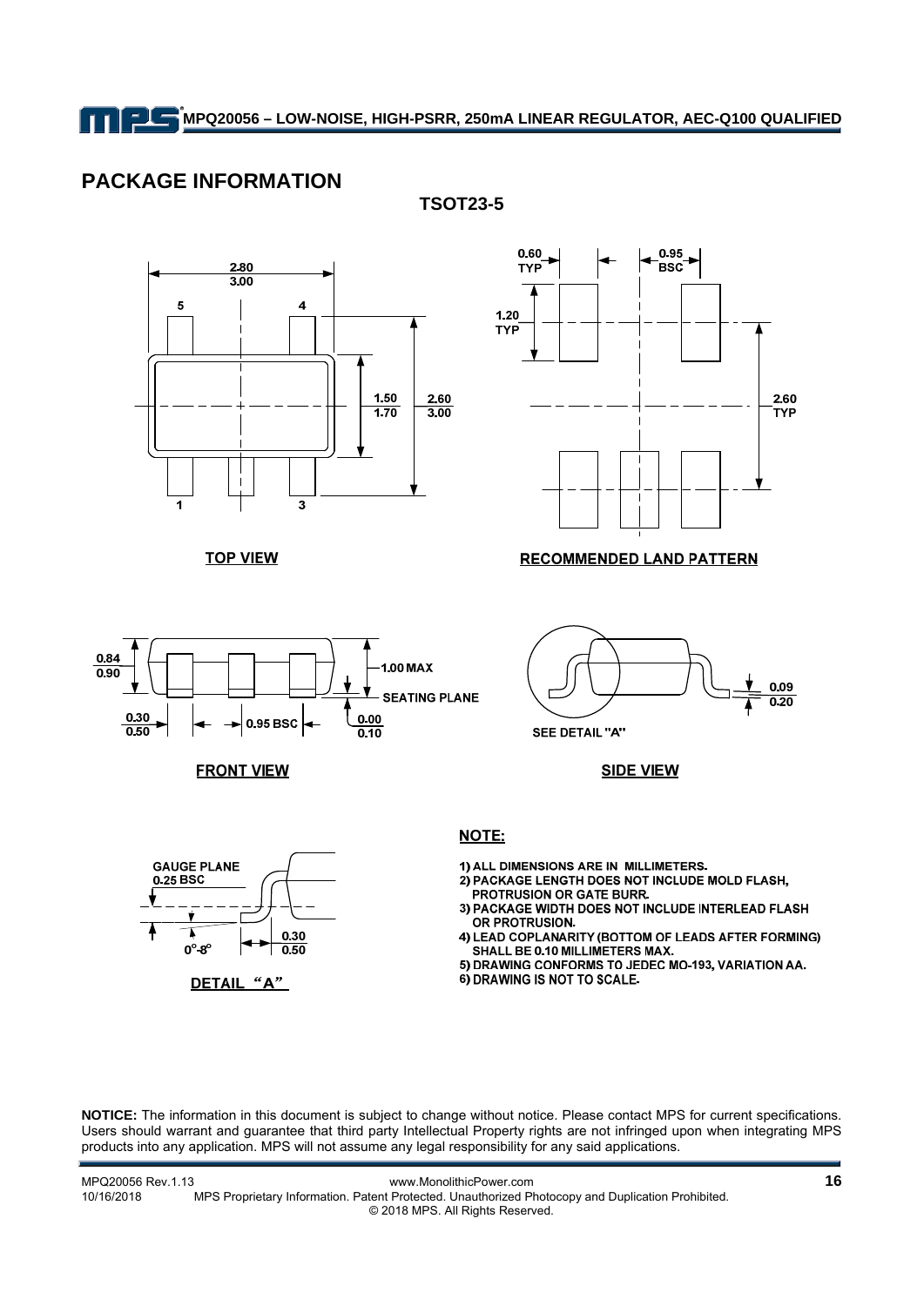## PACKAGE INFORMATION

**TSOT23-5**

2.80
3.00

5 4

1 3

1.50
1.70

2.60
3.00

**TOP VIEW**

0.60
TYP

0.95
BSC

1.20
TYP

2.60
TYP

**RECOMMENDED LAND PATTERN**

0.84
0.90

1.00 MAX

SEATING PLANE

0.30
0.50

0.95 BSC

0.00
0.10

**FRONT VIEW**

0.09
0.20

SEE DETAIL "A"

**SIDE VIEW**

GAUGE PLANE
0.25 BSC

0°-8°

0.30
0.50

**DETAIL "A"**

**NOTE:**

1) ALL DIMENSIONS ARE IN MILLIMETERS.
2) PACKAGE LENGTH DOES NOT INCLUDE MOLD FLASH, PROTRUSION OR GATE BURR.
3) PACKAGE WIDTH DOES NOT INCLUDE INTERLEAD FLASH OR PROTRUSION.
4) LEAD COPLANARITY (BOTTOM OF LEADS AFTER FORMING) SHALL BE 0.10 MILLIMETERS MAX.
5) DRAWING CONFORMS TO JEDEC MO-193, VARIATION AA.
6) DRAWING IS NOT TO SCALE.

**NOTICE:** The information in this document is subject to change without notice. Please contact MPS for current specifications. Users should warrant and guarantee that third party Intellectual Property rights are not infringed upon when integrating MPS products into any application. MPS will not assume any legal responsibility for any said applications.